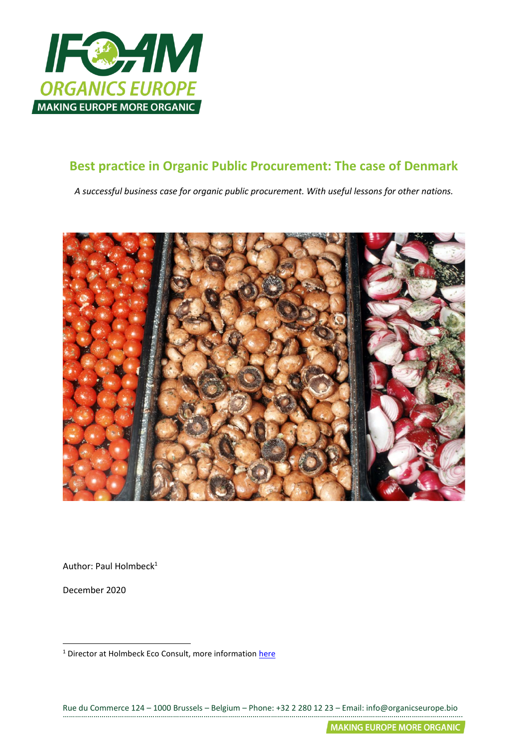# Best practice in Organic Public Procurement: The case of Denmark

*A successful business case for organic public procurement. With useful lessons for other nations.*

Author: Paul Holmbeck[1]

December 2020

[1] Director at Holmbeck Eco Consult, more information here

Rue du Commerce 124 – 1000 Brussels – Belgium – Phone: +32 2 280 12 23 – Email: info@organicseurope.bio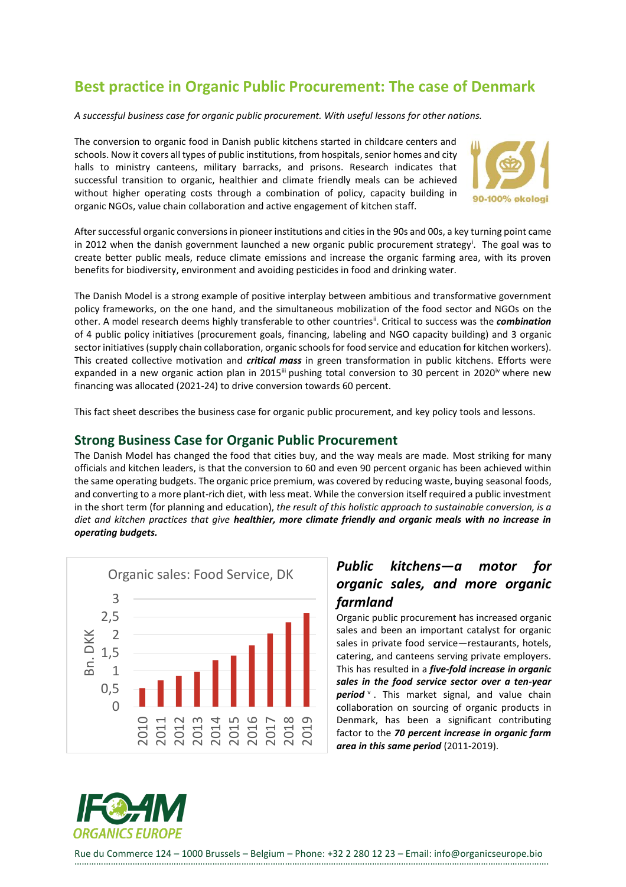# Best practice in Organic Public Procurement: The case of Denmark

*A successful business case for organic public procurement. With useful lessons for other nations.*

The conversion to organic food in Danish public kitchens started in childcare centers and schools. Now it covers all types of public institutions, from hospitals, senior homes and city halls to ministry canteens, military barracks, and prisons. Research indicates that successful transition to organic, healthier and climate friendly meals can be achieved without higher operating costs through a combination of policy, capacity building in organic NGOs, value chain collaboration and active engagement of kitchen staff.

90-100% økologi

After successful organic conversions in pioneer institutions and cities in the 90s and 00s, a key turning point came in 2012 when the danish government launched a new organic public procurement strategy[i]. The goal was to create better public meals, reduce climate emissions and increase the organic farming area, with its proven benefits for biodiversity, environment and avoiding pesticides in food and drinking water.

The Danish Model is a strong example of positive interplay between ambitious and transformative government policy frameworks, on the one hand, and the simultaneous mobilization of the food sector and NGOs on the other. A model research deems highly transferable to other countries[ii]. Critical to success was the ***combination*** of 4 public policy initiatives (procurement goals, financing, labeling and NGO capacity building) and 3 organic sector initiatives (supply chain collaboration, organic schools for food service and education for kitchen workers). This created collective motivation and ***critical mass*** in green transformation in public kitchens. Efforts were expanded in a new organic action plan in 2015[iii] pushing total conversion to 30 percent in 2020[iv] where new financing was allocated (2021-24) to drive conversion towards 60 percent.

This fact sheet describes the business case for organic public procurement, and key policy tools and lessons.

## Strong Business Case for Organic Public Procurement

The Danish Model has changed the food that cities buy, and the way meals are made. Most striking for many officials and kitchen leaders, is that the conversion to 60 and even 90 percent organic has been achieved within the same operating budgets. The organic price premium, was covered by reducing waste, buying seasonal foods, and converting to a more plant-rich diet, with less meat. While the conversion itself required a public investment in the short term (for planning and education), *the result of this holistic approach to sustainable conversion, is a diet and kitchen practices that give* ***healthier, more climate friendly and organic meals with no increase in operating budgets.***

Organic sales: Food Service, DK

| Year | Bn. DKK (approx.) |
|---|---|
| 2010 | 0,5 |
| 2011 | 0,75 |
| 2012 | 0,87 |
| 2013 | 0,98 |
| 2014 | 1,3 |
| 2015 | 1,42 |
| 2016 | 1,72 |
| 2017 | 2,05 |
| 2018 | 2,35 |
| 2019 | 2,6 |

## *Public kitchens—a motor for organic sales, and more organic farmland*

Organic public procurement has increased organic sales and been an important catalyst for organic sales in private food service—restaurants, hotels, catering, and canteens serving private employers. This has resulted in a ***five-fold increase in organic sales in the food service sector over a ten-year period***[v]. This market signal, and value chain collaboration on sourcing of organic products in Denmark, has been a significant contributing factor to the ***70 percent increase in organic farm area in this same period*** (2011-2019).

IFOAM ORGANICS EUROPE

Rue du Commerce 124 – 1000 Brussels – Belgium – Phone: +32 2 280 12 23 – Email: info@organicseurope.bio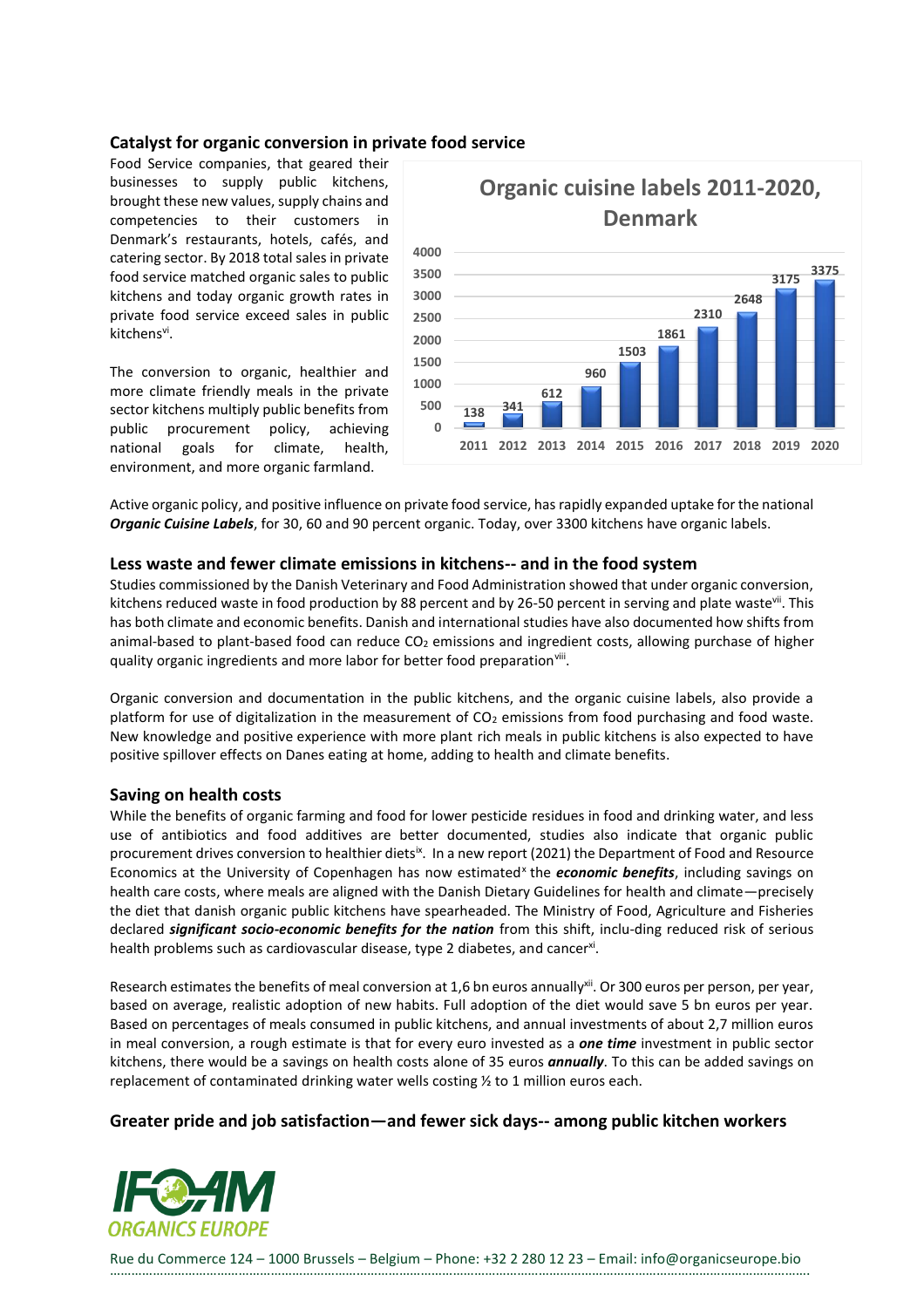## Catalyst for organic conversion in private food service

Food Service companies, that geared their businesses to supply public kitchens, brought these new values, supply chains and competencies to their customers in Denmark's restaurants, hotels, cafés, and catering sector. By 2018 total sales in private food service matched organic sales to public kitchens and today organic growth rates in private food service exceed sales in public kitchens[vi].

The conversion to organic, healthier and more climate friendly meals in the private sector kitchens multiply public benefits from public procurement policy, achieving national goals for climate, health, environment, and more organic farmland.

**Organic cuisine labels 2011-2020, Denmark**

| Year | 2011 | 2012 | 2013 | 2014 | 2015 | 2016 | 2017 | 2018 | 2019 | 2020 |
|---|---|---|---|---|---|---|---|---|---|---|
| Labels | 138 | 341 | 612 | 960 | 1503 | 1861 | 2310 | 2648 | 3175 | 3375 |

Active organic policy, and positive influence on private food service, has rapidly expanded uptake for the national ***Organic Cuisine Labels***, for 30, 60 and 90 percent organic. Today, over 3300 kitchens have organic labels.

## Less waste and fewer climate emissions in kitchens-- and in the food system

Studies commissioned by the Danish Veterinary and Food Administration showed that under organic conversion, kitchens reduced waste in food production by 88 percent and by 26-50 percent in serving and plate waste[vii]. This has both climate and economic benefits. Danish and international studies have also documented how shifts from animal-based to plant-based food can reduce $CO_2$ emissions and ingredient costs, allowing purchase of higher quality organic ingredients and more labor for better food preparation[viii].

Organic conversion and documentation in the public kitchens, and the organic cuisine labels, also provide a platform for use of digitalization in the measurement of $CO_2$ emissions from food purchasing and food waste. New knowledge and positive experience with more plant rich meals in public kitchens is also expected to have positive spillover effects on Danes eating at home, adding to health and climate benefits.

## Saving on health costs

While the benefits of organic farming and food for lower pesticide residues in food and drinking water, and less use of antibiotics and food additives are better documented, studies also indicate that organic public procurement drives conversion to healthier diets[ix]. In a new report (2021) the Department of Food and Resource Economics at the University of Copenhagen has now estimated[x] the ***economic benefits***, including savings on health care costs, where meals are aligned with the Danish Dietary Guidelines for health and climate—precisely the diet that danish organic public kitchens have spearheaded. The Ministry of Food, Agriculture and Fisheries declared ***significant socio-economic benefits for the nation*** from this shift, inclu-ding reduced risk of serious health problems such as cardiovascular disease, type 2 diabetes, and cancer[xi].

Research estimates the benefits of meal conversion at 1,6 bn euros annually[xii]. Or 300 euros per person, per year, based on average, realistic adoption of new habits. Full adoption of the diet would save 5 bn euros per year. Based on percentages of meals consumed in public kitchens, and annual investments of about 2,7 million euros in meal conversion, a rough estimate is that for every euro invested as a ***one time*** investment in public sector kitchens, there would be a savings on health costs alone of 35 euros ***annually***. To this can be added savings on replacement of contaminated drinking water wells costing ½ to 1 million euros each.

## Greater pride and job satisfaction—and fewer sick days-- among public kitchen workers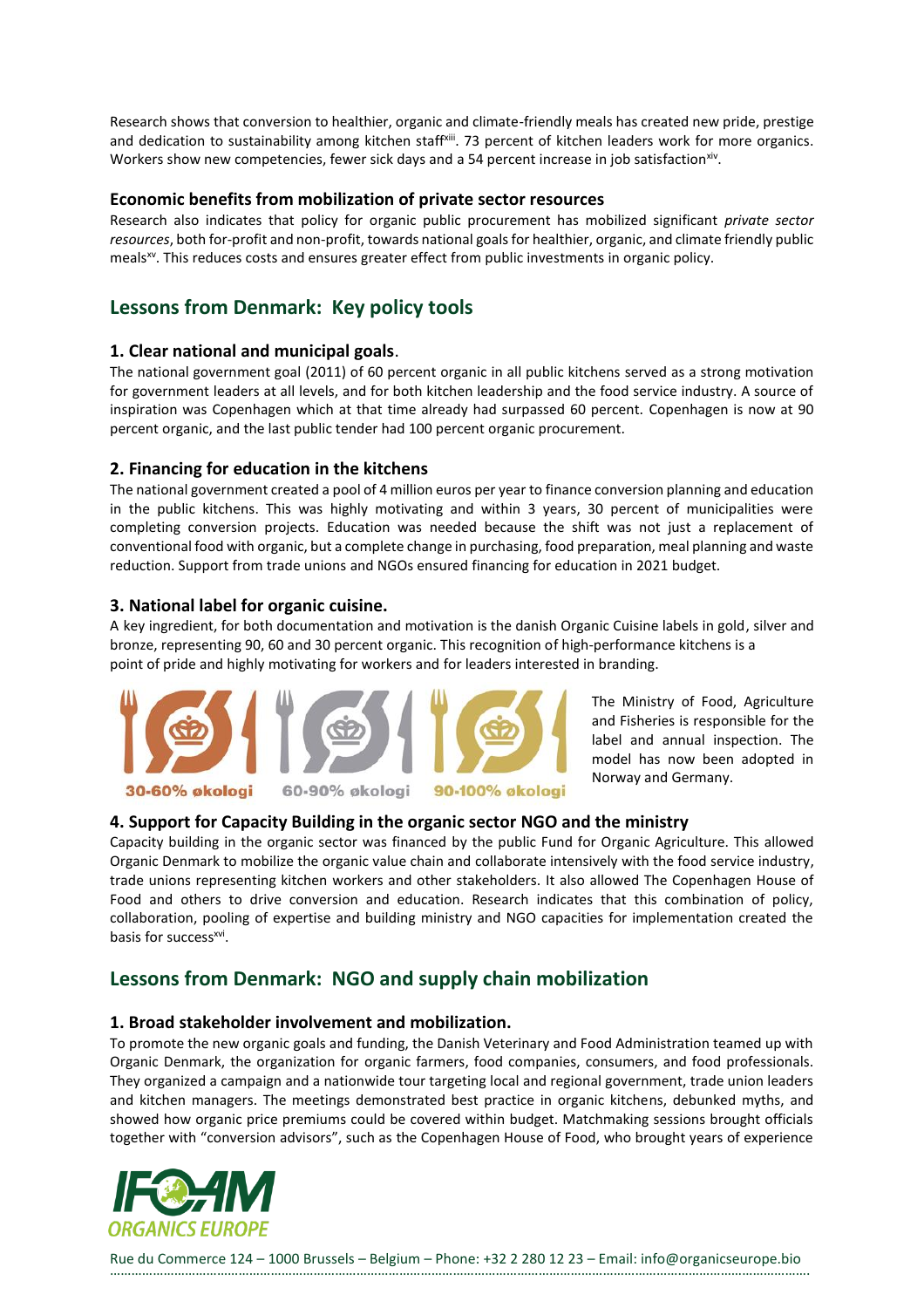Research shows that conversion to healthier, organic and climate-friendly meals has created new pride, prestige and dedication to sustainability among kitchen staff[xiii]. 73 percent of kitchen leaders work for more organics. Workers show new competencies, fewer sick days and a 54 percent increase in job satisfaction[xiv].

### Economic benefits from mobilization of private sector resources

Research also indicates that policy for organic public procurement has mobilized significant *private sector resources*, both for-profit and non-profit, towards national goals for healthier, organic, and climate friendly public meals[xv]. This reduces costs and ensures greater effect from public investments in organic policy.

## Lessons from Denmark: Key policy tools

### 1. Clear national and municipal goals.

The national government goal (2011) of 60 percent organic in all public kitchens served as a strong motivation for government leaders at all levels, and for both kitchen leadership and the food service industry. A source of inspiration was Copenhagen which at that time already had surpassed 60 percent. Copenhagen is now at 90 percent organic, and the last public tender had 100 percent organic procurement.

### 2. Financing for education in the kitchens

The national government created a pool of 4 million euros per year to finance conversion planning and education in the public kitchens. This was highly motivating and within 3 years, 30 percent of municipalities were completing conversion projects. Education was needed because the shift was not just a replacement of conventional food with organic, but a complete change in purchasing, food preparation, meal planning and waste reduction. Support from trade unions and NGOs ensured financing for education in 2021 budget.

### 3. National label for organic cuisine.

A key ingredient, for both documentation and motivation is the danish Organic Cuisine labels in gold, silver and bronze, representing 90, 60 and 30 percent organic. This recognition of high-performance kitchens is a point of pride and highly motivating for workers and for leaders interested in branding.

30-60% økologi 60-90% økologi 90-100% økologi

The Ministry of Food, Agriculture and Fisheries is responsible for the label and annual inspection. The model has now been adopted in Norway and Germany.

### 4. Support for Capacity Building in the organic sector NGO and the ministry

Capacity building in the organic sector was financed by the public Fund for Organic Agriculture. This allowed Organic Denmark to mobilize the organic value chain and collaborate intensively with the food service industry, trade unions representing kitchen workers and other stakeholders. It also allowed The Copenhagen House of Food and others to drive conversion and education. Research indicates that this combination of policy, collaboration, pooling of expertise and building ministry and NGO capacities for implementation created the basis for success[xvi].

## Lessons from Denmark: NGO and supply chain mobilization

### 1. Broad stakeholder involvement and mobilization.

To promote the new organic goals and funding, the Danish Veterinary and Food Administration teamed up with Organic Denmark, the organization for organic farmers, food companies, consumers, and food professionals. They organized a campaign and a nationwide tour targeting local and regional government, trade union leaders and kitchen managers. The meetings demonstrated best practice in organic kitchens, debunked myths, and showed how organic price premiums could be covered within budget. Matchmaking sessions brought officials together with "conversion advisors", such as the Copenhagen House of Food, who brought years of experience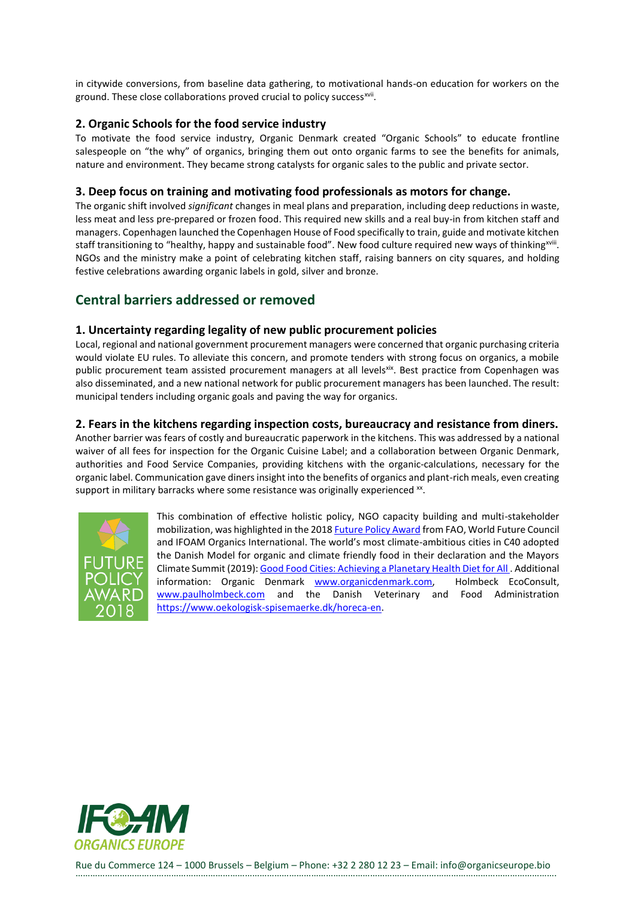in citywide conversions, from baseline data gathering, to motivational hands-on education for workers on the ground. These close collaborations proved crucial to policy success[xvii].

### 2. Organic Schools for the food service industry

To motivate the food service industry, Organic Denmark created "Organic Schools" to educate frontline salespeople on "the why" of organics, bringing them out onto organic farms to see the benefits for animals, nature and environment. They became strong catalysts for organic sales to the public and private sector.

### 3. Deep focus on training and motivating food professionals as motors for change.

The organic shift involved *significant* changes in meal plans and preparation, including deep reductions in waste, less meat and less pre-prepared or frozen food. This required new skills and a real buy-in from kitchen staff and managers. Copenhagen launched the Copenhagen House of Food specifically to train, guide and motivate kitchen staff transitioning to "healthy, happy and sustainable food". New food culture required new ways of thinking[xviii]. NGOs and the ministry make a point of celebrating kitchen staff, raising banners on city squares, and holding festive celebrations awarding organic labels in gold, silver and bronze.

## Central barriers addressed or removed

### 1. Uncertainty regarding legality of new public procurement policies

Local, regional and national government procurement managers were concerned that organic purchasing criteria would violate EU rules. To alleviate this concern, and promote tenders with strong focus on organics, a mobile public procurement team assisted procurement managers at all levels[xix]. Best practice from Copenhagen was also disseminated, and a new national network for public procurement managers has been launched. The result: municipal tenders including organic goals and paving the way for organics.

### 2. Fears in the kitchens regarding inspection costs, bureaucracy and resistance from diners.

Another barrier was fears of costly and bureaucratic paperwork in the kitchens. This was addressed by a national waiver of all fees for inspection for the Organic Cuisine Label; and a collaboration between Organic Denmark, authorities and Food Service Companies, providing kitchens with the organic-calculations, necessary for the organic label. Communication gave diners insight into the benefits of organics and plant-rich meals, even creating support in military barracks where some resistance was originally experienced [xx].

FUTURE POLICY AWARD 2018

This combination of effective holistic policy, NGO capacity building and multi-stakeholder mobilization, was highlighted in the 2018 Future Policy Award from FAO, World Future Council and IFOAM Organics International. The world's most climate-ambitious cities in C40 adopted the Danish Model for organic and climate friendly food in their declaration and the Mayors Climate Summit (2019): Good Food Cities: Achieving a Planetary Health Diet for All . Additional information: Organic Denmark www.organicdenmark.com, Holmbeck EcoConsult, www.paulholmbeck.com and the Danish Veterinary and Food Administration https://www.oekologisk-spisemaerke.dk/horeca-en.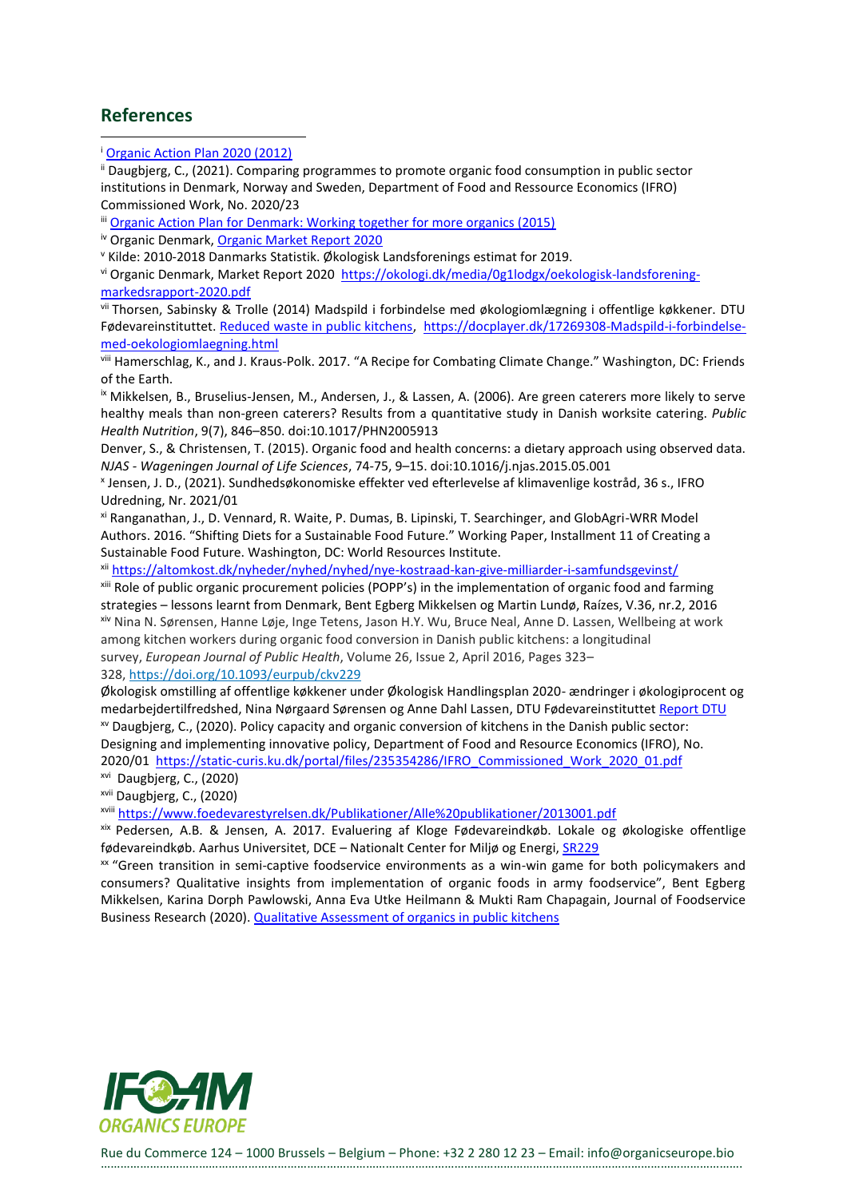## References

[i] Organic Action Plan 2020 (2012)

[ii] Daugbjerg, C., (2021). Comparing programmes to promote organic food consumption in public sector institutions in Denmark, Norway and Sweden, Department of Food and Ressource Economics (IFRO) Commissioned Work, No. 2020/23

[iii] Organic Action Plan for Denmark: Working together for more organics (2015)

[iv] Organic Denmark, Organic Market Report 2020

[v] Kilde: 2010-2018 Danmarks Statistik. Økologisk Landsforenings estimat for 2019.

[vi] Organic Denmark, Market Report 2020 https://okologi.dk/media/0g1lodgx/oekologisk-landsforening-markedsrapport-2020.pdf

[vii] Thorsen, Sabinsky & Trolle (2014) Madspild i forbindelse med økologiomlægning i offentlige køkkener. DTU Fødevareinstituttet. Reduced waste in public kitchens, https://docplayer.dk/17269308-Madspild-i-forbindelse-med-oekologiomlaegning.html

[viii] Hamerschlag, K., and J. Kraus-Polk. 2017. "A Recipe for Combating Climate Change." Washington, DC: Friends of the Earth.

[ix] Mikkelsen, B., Bruselius-Jensen, M., Andersen, J., & Lassen, A. (2006). Are green caterers more likely to serve healthy meals than non-green caterers? Results from a quantitative study in Danish worksite catering. *Public Health Nutrition*, 9(7), 846–850. doi:10.1017/PHN2005913

Denver, S., & Christensen, T. (2015). Organic food and health concerns: a dietary approach using observed data. *NJAS - Wageningen Journal of Life Sciences*, 74-75, 9–15. doi:10.1016/j.njas.2015.05.001

[x] Jensen, J. D., (2021). Sundhedsøkonomiske effekter ved efterlevelse af klimavenlige kostråd, 36 s., IFRO Udredning, Nr. 2021/01

[xi] Ranganathan, J., D. Vennard, R. Waite, P. Dumas, B. Lipinski, T. Searchinger, and GlobAgri-WRR Model Authors. 2016. "Shifting Diets for a Sustainable Food Future." Working Paper, Installment 11 of Creating a Sustainable Food Future. Washington, DC: World Resources Institute.

[xii] https://altomkost.dk/nyheder/nyhed/nyhed/nye-kostraad-kan-give-milliarder-i-samfundsgevinst/

[xiii] Role of public organic procurement policies (POPP's) in the implementation of organic food and farming strategies – lessons learnt from Denmark, Bent Egberg Mikkelsen og Martin Lundø, Raízes, V.36, nr.2, 2016

[xiv] Nina N. Sørensen, Hanne Løje, Inge Tetens, Jason H.Y. Wu, Bruce Neal, Anne D. Lassen, Wellbeing at work among kitchen workers during organic food conversion in Danish public kitchens: a longitudinal survey, *European Journal of Public Health*, Volume 26, Issue 2, April 2016, Pages 323–328, https://doi.org/10.1093/eurpub/ckv229

Økologisk omstilling af offentlige køkkener under Økologisk Handlingsplan 2020- ændringer i økologiprocent og medarbejdertilfredshed, Nina Nørgaard Sørensen og Anne Dahl Lassen, DTU Fødevareinstituttet Report DTU

[xv] Daugbjerg, C., (2020). Policy capacity and organic conversion of kitchens in the Danish public sector: Designing and implementing innovative policy, Department of Food and Resource Economics (IFRO), No. 2020/01 https://static-curis.ku.dk/portal/files/235354286/IFRO_Commissioned_Work_2020_01.pdf

[xvi] Daugbjerg, C., (2020)

[xvii] Daugbjerg, C., (2020)

[xviii] https://www.foedevarestyrelsen.dk/Publikationer/Alle%20publikationer/2013001.pdf

[xix] Pedersen, A.B. & Jensen, A. 2017. Evaluering af Kloge Fødevareindkøb. Lokale og økologiske offentlige fødevareindkøb. Aarhus Universitet, DCE – Nationalt Center for Miljø og Energi, SR229

[xx] "Green transition in semi-captive foodservice environments as a win-win game for both policymakers and consumers? Qualitative insights from implementation of organic foods in army foodservice", Bent Egberg Mikkelsen, Karina Dorph Pawlowski, Anna Eva Utke Heilmann & Mukti Ram Chapagain, Journal of Foodservice Business Research (2020). Qualitative Assessment of organics in public kitchens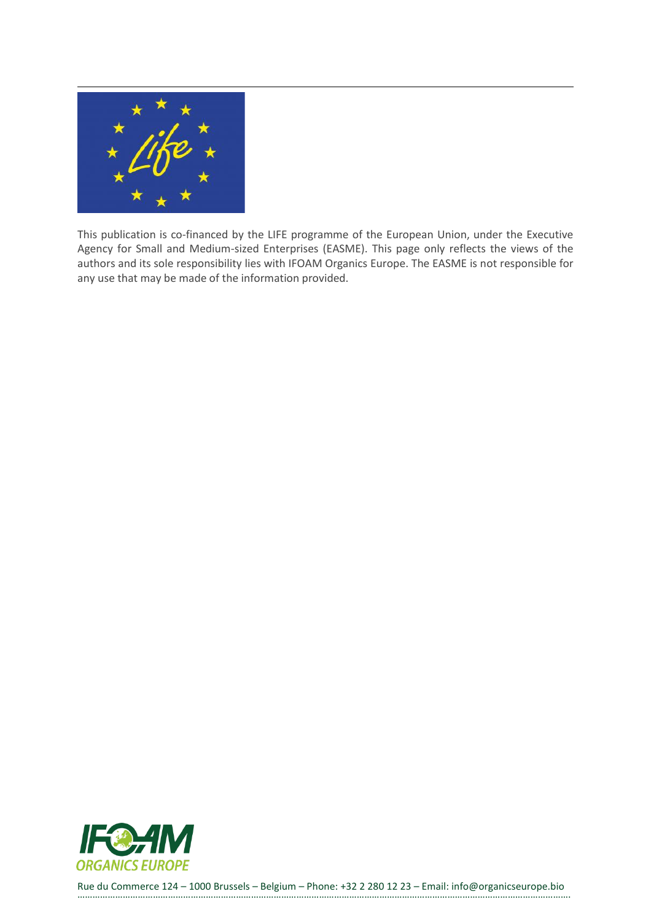This publication is co-financed by the LIFE programme of the European Union, under the Executive Agency for Small and Medium-sized Enterprises (EASME). This page only reflects the views of the authors and its sole responsibility lies with IFOAM Organics Europe. The EASME is not responsible for any use that may be made of the information provided.

Rue du Commerce 124 – 1000 Brussels – Belgium – Phone: +32 2 280 12 23 – Email: info@organicseurope.bio